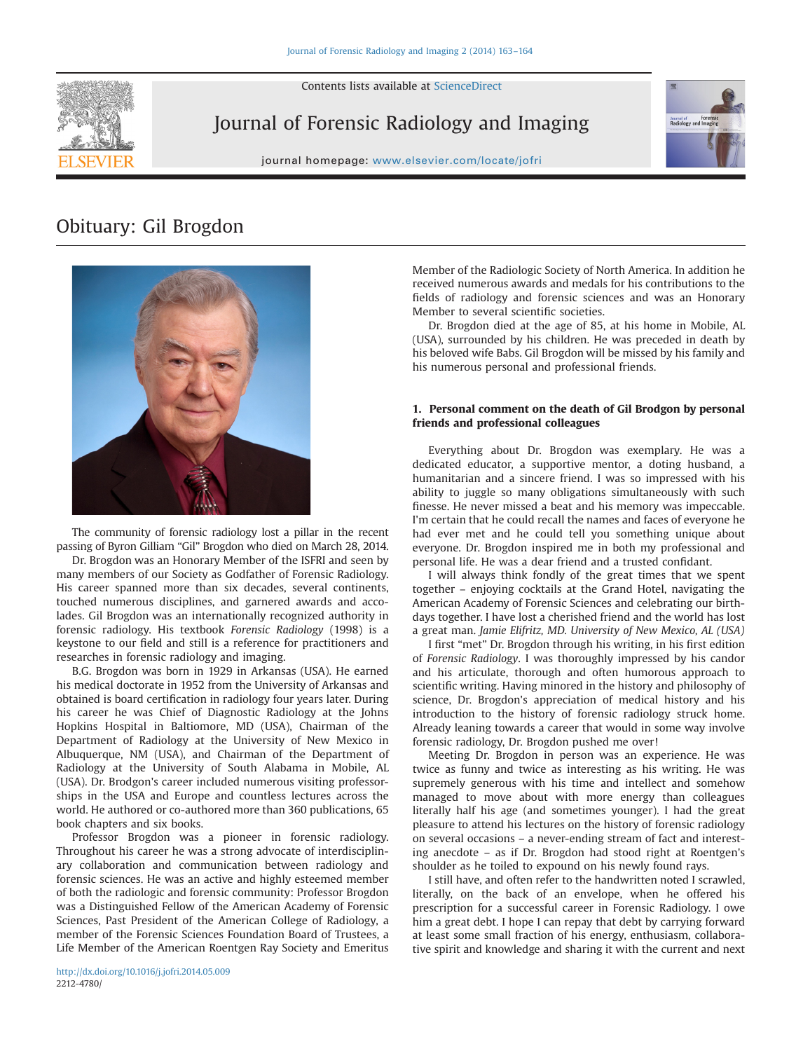# Obituary: Gil Brogdon

The community of forensic radiology lost a pillar in the recent passing of Byron Gilliam "Gil" Brogdon who died on March 28, 2014.

Dr. Brogdon was an Honorary Member of the ISFRI and seen by many members of our Society as Godfather of Forensic Radiology. His career spanned more than six decades, several continents, touched numerous disciplines, and garnered awards and accolades. Gil Brogdon was an internationally recognized authority in forensic radiology. His textbook *Forensic Radiology* (1998) is a keystone to our field and still is a reference for practitioners and researches in forensic radiology and imaging.

B.G. Brogdon was born in 1929 in Arkansas (USA). He earned his medical doctorate in 1952 from the University of Arkansas and obtained is board certification in radiology four years later. During his career he was Chief of Diagnostic Radiology at the Johns Hopkins Hospital in Baltiomore, MD (USA), Chairman of the Department of Radiology at the University of New Mexico in Albuquerque, NM (USA), and Chairman of the Department of Radiology at the University of South Alabama in Mobile, AL (USA). Dr. Brodgon's career included numerous visiting professorships in the USA and Europe and countless lectures across the world. He authored or co-authored more than 360 publications, 65 book chapters and six books.

Professor Brogdon was a pioneer in forensic radiology. Throughout his career he was a strong advocate of interdisciplinary collaboration and communication between radiology and forensic sciences. He was an active and highly esteemed member of both the radiologic and forensic community: Professor Brogdon was a Distinguished Fellow of the American Academy of Forensic Sciences, Past President of the American College of Radiology, a member of the Forensic Sciences Foundation Board of Trustees, a Life Member of the American Roentgen Ray Society and Emeritus Member of the Radiologic Society of North America. In addition he received numerous awards and medals for his contributions to the fields of radiology and forensic sciences and was an Honorary Member to several scientific societies.

Dr. Brogdon died at the age of 85, at his home in Mobile, AL (USA), surrounded by his children. He was preceded in death by his beloved wife Babs. Gil Brogdon will be missed by his family and his numerous personal and professional friends.

## 1. Personal comment on the death of Gil Brodgon by personal friends and professional colleagues

Everything about Dr. Brogdon was exemplary. He was a dedicated educator, a supportive mentor, a doting husband, a humanitarian and a sincere friend. I was so impressed with his ability to juggle so many obligations simultaneously with such finesse. He never missed a beat and his memory was impeccable. I'm certain that he could recall the names and faces of everyone he had ever met and he could tell you something unique about everyone. Dr. Brogdon inspired me in both my professional and personal life. He was a dear friend and a trusted confidant.

I will always think fondly of the great times that we spent together – enjoying cocktails at the Grand Hotel, navigating the American Academy of Forensic Sciences and celebrating our birthdays together. I have lost a cherished friend and the world has lost a great man. *Jamie Elifritz, MD. University of New Mexico, AL (USA)*

I first "met" Dr. Brogdon through his writing, in his first edition of *Forensic Radiology*. I was thoroughly impressed by his candor and his articulate, thorough and often humorous approach to scientific writing. Having minored in the history and philosophy of science, Dr. Brogdon's appreciation of medical history and his introduction to the history of forensic radiology struck home. Already leaning towards a career that would in some way involve forensic radiology, Dr. Brogdon pushed me over!

Meeting Dr. Brogdon in person was an experience. He was twice as funny and twice as interesting as his writing. He was supremely generous with his time and intellect and somehow managed to move about with more energy than colleagues literally half his age (and sometimes younger). I had the great pleasure to attend his lectures on the history of forensic radiology on several occasions – a never-ending stream of fact and interesting anecdote – as if Dr. Brogdon had stood right at Roentgen's shoulder as he toiled to expound on his newly found rays.

I still have, and often refer to the handwritten noted I scrawled, literally, on the back of an envelope, when he offered his prescription for a successful career in Forensic Radiology. I owe him a great debt. I hope I can repay that debt by carrying forward at least some small fraction of his energy, enthusiasm, collaborative spirit and knowledge and sharing it with the current and next

http://dx.doi.org/10.1016/j.jofri.2014.05.009
2212-4780/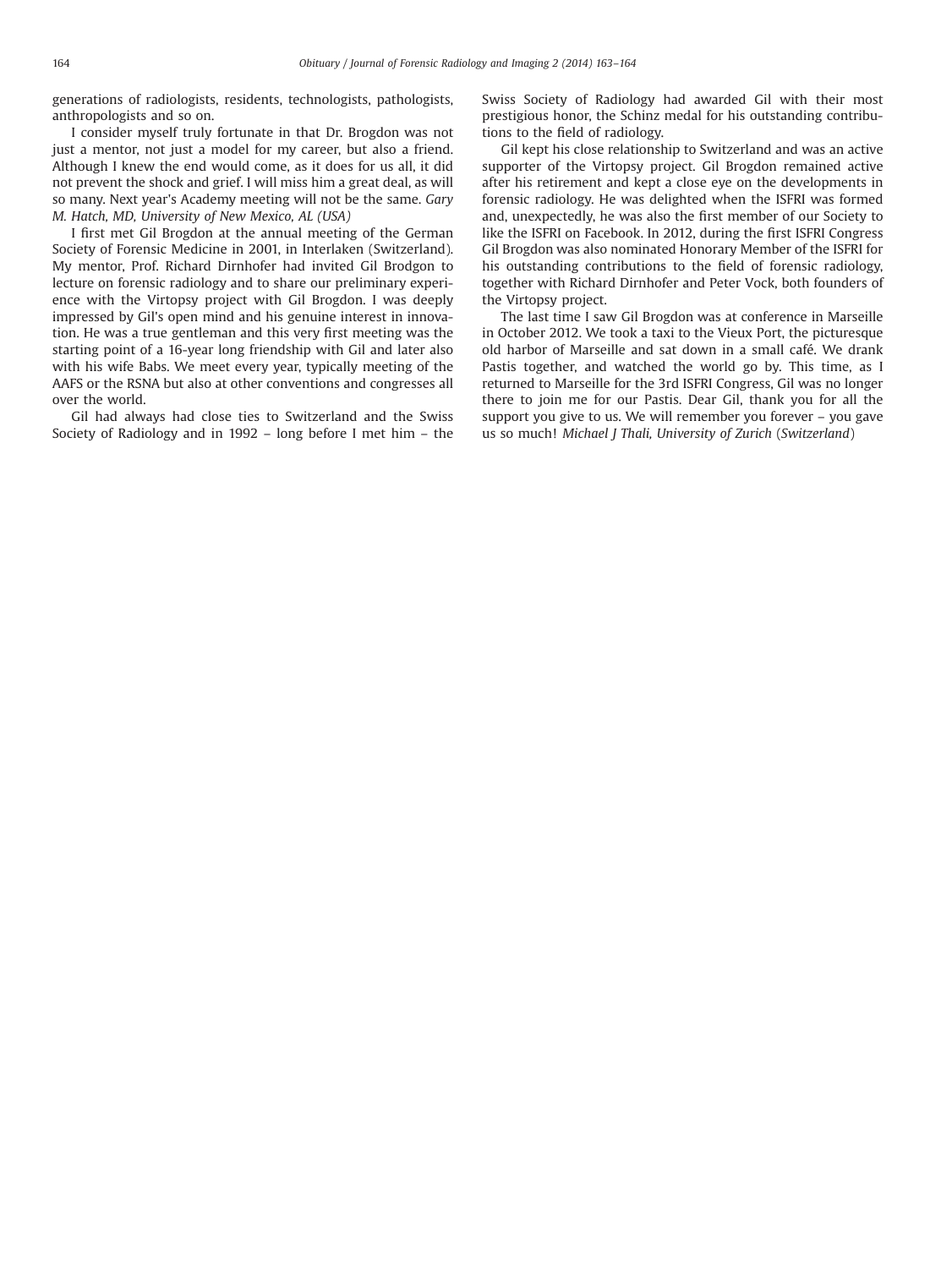generations of radiologists, residents, technologists, pathologists, anthropologists and so on.

I consider myself truly fortunate in that Dr. Brogdon was not just a mentor, not just a model for my career, but also a friend. Although I knew the end would come, as it does for us all, it did not prevent the shock and grief. I will miss him a great deal, as will so many. Next year's Academy meeting will not be the same. *Gary M. Hatch, MD, University of New Mexico, AL (USA)*

I first met Gil Brogdon at the annual meeting of the German Society of Forensic Medicine in 2001, in Interlaken (Switzerland). My mentor, Prof. Richard Dirnhofer had invited Gil Brodgon to lecture on forensic radiology and to share our preliminary experience with the Virtopsy project with Gil Brogdon. I was deeply impressed by Gil's open mind and his genuine interest in innovation. He was a true gentleman and this very first meeting was the starting point of a 16-year long friendship with Gil and later also with his wife Babs. We meet every year, typically meeting of the AAFS or the RSNA but also at other conventions and congresses all over the world.

Gil had always had close ties to Switzerland and the Swiss Society of Radiology and in 1992 – long before I met him – the Swiss Society of Radiology had awarded Gil with their most prestigious honor, the Schinz medal for his outstanding contributions to the field of radiology.

Gil kept his close relationship to Switzerland and was an active supporter of the Virtopsy project. Gil Brogdon remained active after his retirement and kept a close eye on the developments in forensic radiology. He was delighted when the ISFRI was formed and, unexpectedly, he was also the first member of our Society to like the ISFRI on Facebook. In 2012, during the first ISFRI Congress Gil Brogdon was also nominated Honorary Member of the ISFRI for his outstanding contributions to the field of forensic radiology, together with Richard Dirnhofer and Peter Vock, both founders of the Virtopsy project.

The last time I saw Gil Brogdon was at conference in Marseille in October 2012. We took a taxi to the Vieux Port, the picturesque old harbor of Marseille and sat down in a small café. We drank Pastis together, and watched the world go by. This time, as I returned to Marseille for the 3rd ISFRI Congress, Gil was no longer there to join me for our Pastis. Dear Gil, thank you for all the support you give to us. We will remember you forever – you gave us so much! *Michael J Thali, University of Zurich (Switzerland)*